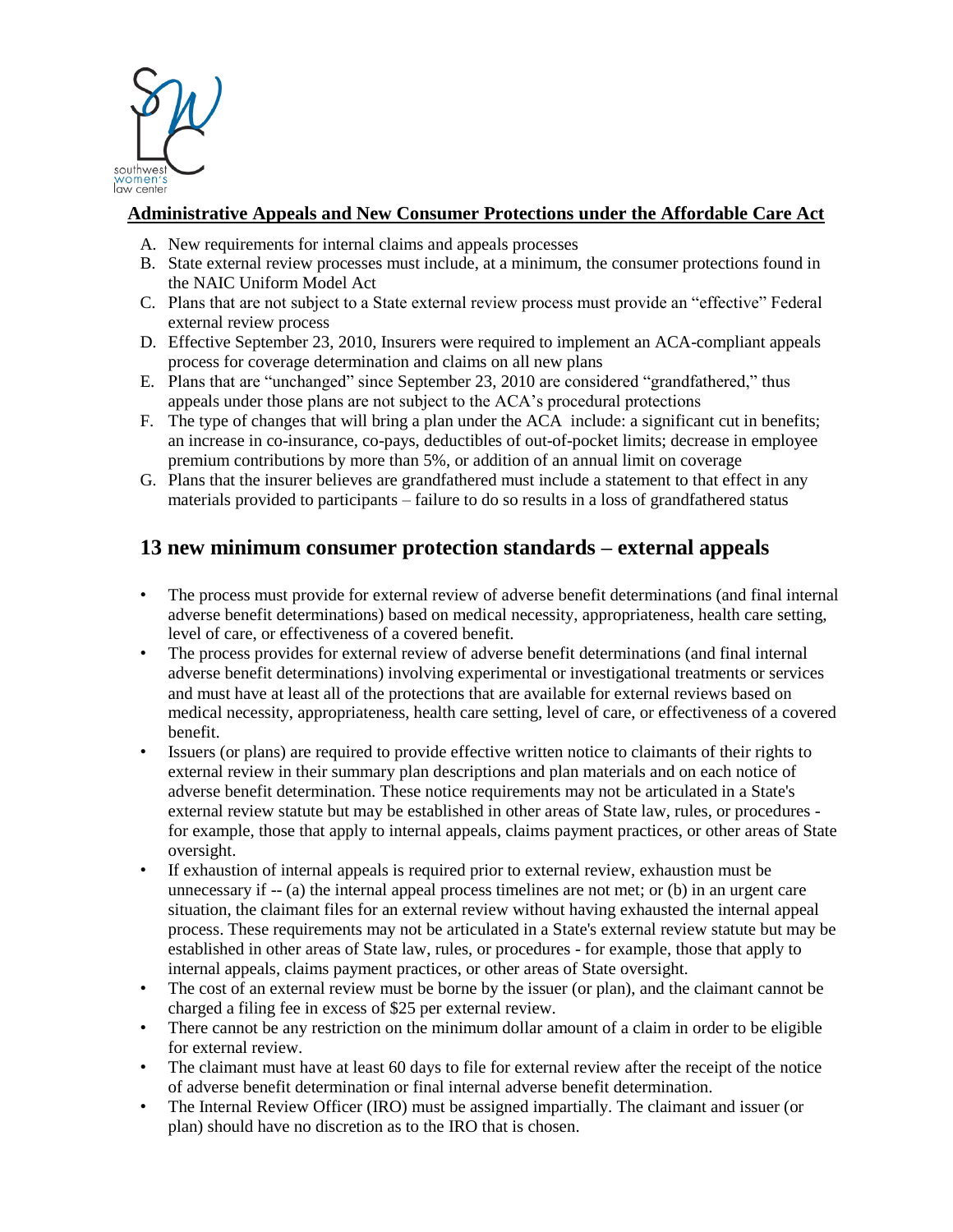## Administrative Appeals and New Consumer Protections under the Affordable Care Act

A. New requirements for internal claims and appeals processes
B. State external review processes must include, at a minimum, the consumer protections found in the NAIC Uniform Model Act
C. Plans that are not subject to a State external review process must provide an "effective" Federal external review process
D. Effective September 23, 2010, Insurers were required to implement an ACA-compliant appeals process for coverage determination and claims on all new plans
E. Plans that are "unchanged" since September 23, 2010 are considered "grandfathered," thus appeals under those plans are not subject to the ACA's procedural protections
F. The type of changes that will bring a plan under the ACA include: a significant cut in benefits; an increase in co-insurance, co-pays, deductibles of out-of-pocket limits; decrease in employee premium contributions by more than 5%, or addition of an annual limit on coverage
G. Plans that the insurer believes are grandfathered must include a statement to that effect in any materials provided to participants – failure to do so results in a loss of grandfathered status

## 13 new minimum consumer protection standards – external appeals

- The process must provide for external review of adverse benefit determinations (and final internal adverse benefit determinations) based on medical necessity, appropriateness, health care setting, level of care, or effectiveness of a covered benefit.
- The process provides for external review of adverse benefit determinations (and final internal adverse benefit determinations) involving experimental or investigational treatments or services and must have at least all of the protections that are available for external reviews based on medical necessity, appropriateness, health care setting, level of care, or effectiveness of a covered benefit.
- Issuers (or plans) are required to provide effective written notice to claimants of their rights to external review in their summary plan descriptions and plan materials and on each notice of adverse benefit determination. These notice requirements may not be articulated in a State's external review statute but may be established in other areas of State law, rules, or procedures - for example, those that apply to internal appeals, claims payment practices, or other areas of State oversight.
- If exhaustion of internal appeals is required prior to external review, exhaustion must be unnecessary if -- (a) the internal appeal process timelines are not met; or (b) in an urgent care situation, the claimant files for an external review without having exhausted the internal appeal process. These requirements may not be articulated in a State's external review statute but may be established in other areas of State law, rules, or procedures - for example, those that apply to internal appeals, claims payment practices, or other areas of State oversight.
- The cost of an external review must be borne by the issuer (or plan), and the claimant cannot be charged a filing fee in excess of $25 per external review.
- There cannot be any restriction on the minimum dollar amount of a claim in order to be eligible for external review.
- The claimant must have at least 60 days to file for external review after the receipt of the notice of adverse benefit determination or final internal adverse benefit determination.
- The Internal Review Officer (IRO) must be assigned impartially. The claimant and issuer (or plan) should have no discretion as to the IRO that is chosen.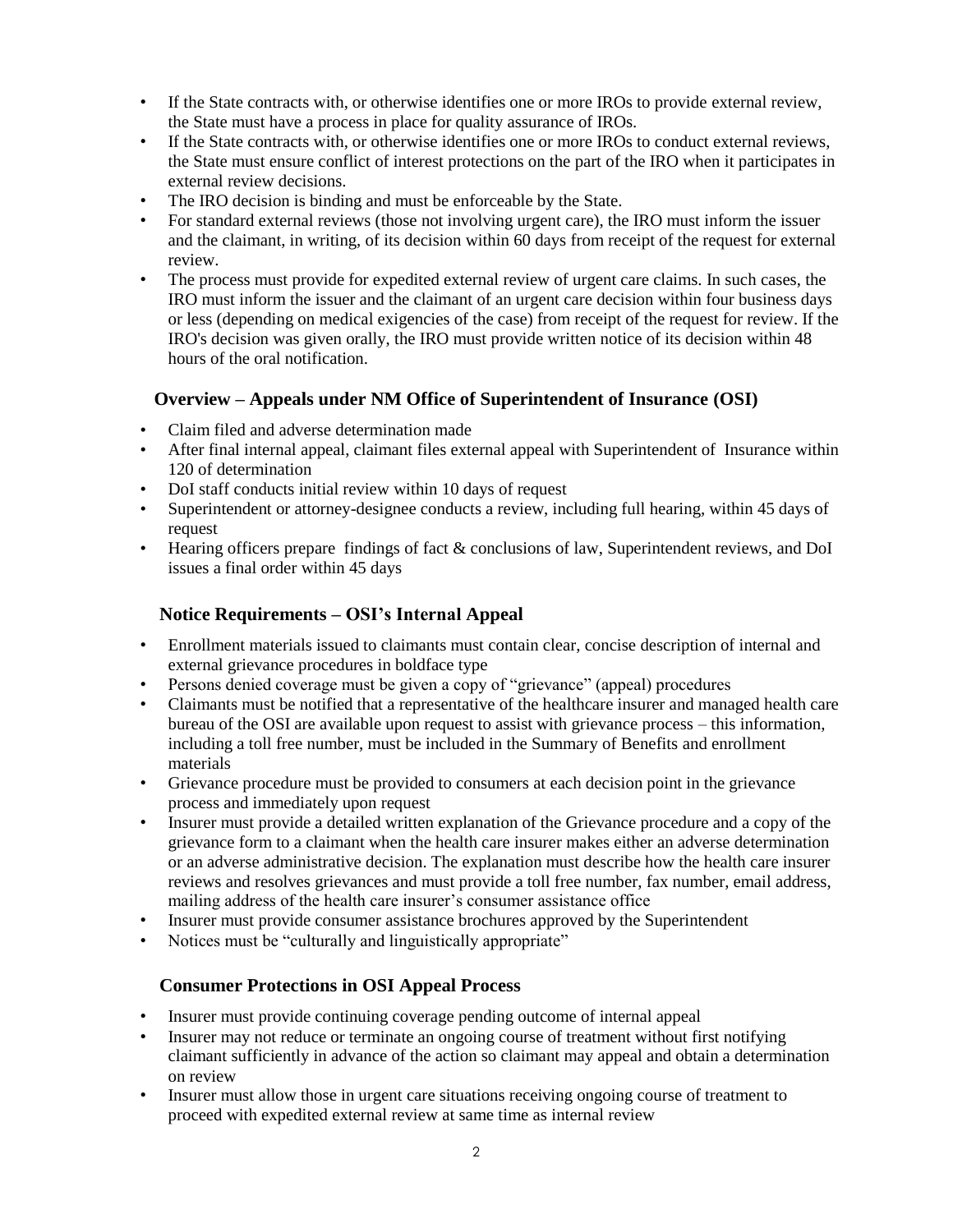- If the State contracts with, or otherwise identifies one or more IROs to provide external review, the State must have a process in place for quality assurance of IROs.
- If the State contracts with, or otherwise identifies one or more IROs to conduct external reviews, the State must ensure conflict of interest protections on the part of the IRO when it participates in external review decisions.
- The IRO decision is binding and must be enforceable by the State.
- For standard external reviews (those not involving urgent care), the IRO must inform the issuer and the claimant, in writing, of its decision within 60 days from receipt of the request for external review.
- The process must provide for expedited external review of urgent care claims. In such cases, the IRO must inform the issuer and the claimant of an urgent care decision within four business days or less (depending on medical exigencies of the case) from receipt of the request for review. If the IRO's decision was given orally, the IRO must provide written notice of its decision within 48 hours of the oral notification.

### Overview – Appeals under NM Office of Superintendent of Insurance (OSI)

- Claim filed and adverse determination made
- After final internal appeal, claimant files external appeal with Superintendent of Insurance within 120 of determination
- DoI staff conducts initial review within 10 days of request
- Superintendent or attorney-designee conducts a review, including full hearing, within 45 days of request
- Hearing officers prepare findings of fact & conclusions of law, Superintendent reviews, and DoI issues a final order within 45 days

### Notice Requirements – OSI's Internal Appeal

- Enrollment materials issued to claimants must contain clear, concise description of internal and external grievance procedures in boldface type
- Persons denied coverage must be given a copy of "grievance" (appeal) procedures
- Claimants must be notified that a representative of the healthcare insurer and managed health care bureau of the OSI are available upon request to assist with grievance process – this information, including a toll free number, must be included in the Summary of Benefits and enrollment materials
- Grievance procedure must be provided to consumers at each decision point in the grievance process and immediately upon request
- Insurer must provide a detailed written explanation of the Grievance procedure and a copy of the grievance form to a claimant when the health care insurer makes either an adverse determination or an adverse administrative decision. The explanation must describe how the health care insurer reviews and resolves grievances and must provide a toll free number, fax number, email address, mailing address of the health care insurer's consumer assistance office
- Insurer must provide consumer assistance brochures approved by the Superintendent
- Notices must be "culturally and linguistically appropriate"

### Consumer Protections in OSI Appeal Process

- Insurer must provide continuing coverage pending outcome of internal appeal
- Insurer may not reduce or terminate an ongoing course of treatment without first notifying claimant sufficiently in advance of the action so claimant may appeal and obtain a determination on review
- Insurer must allow those in urgent care situations receiving ongoing course of treatment to proceed with expedited external review at same time as internal review